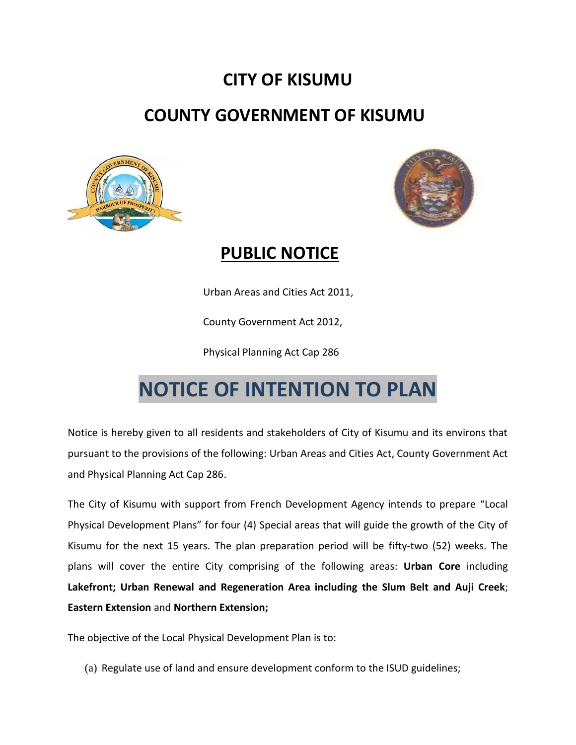# CITY OF KISUMU

# COUNTY GOVERNMENT OF KISUMU

## PUBLIC NOTICE

Urban Areas and Cities Act 2011,

County Government Act 2012,

Physical Planning Act Cap 286

# NOTICE OF INTENTION TO PLAN

Notice is hereby given to all residents and stakeholders of City of Kisumu and its environs that pursuant to the provisions of the following: Urban Areas and Cities Act, County Government Act and Physical Planning Act Cap 286.

The City of Kisumu with support from French Development Agency intends to prepare "Local Physical Development Plans" for four (4) Special areas that will guide the growth of the City of Kisumu for the next 15 years. The plan preparation period will be fifty-two (52) weeks. The plans will cover the entire City comprising of the following areas: **Urban Core** including **Lakefront; Urban Renewal and Regeneration Area including the Slum Belt and Auji Creek**; **Eastern Extension** and **Northern Extension;**

The objective of the Local Physical Development Plan is to:

(a) Regulate use of land and ensure development conform to the ISUD guidelines;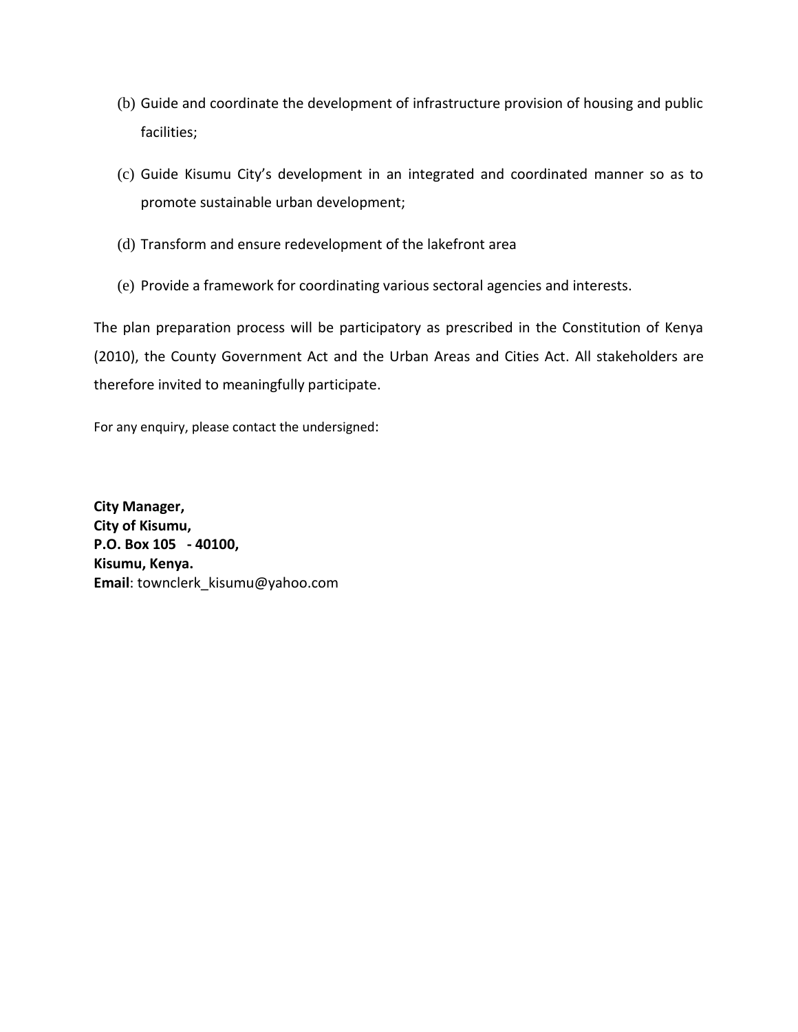(b) Guide and coordinate the development of infrastructure provision of housing and public facilities;

(c) Guide Kisumu City's development in an integrated and coordinated manner so as to promote sustainable urban development;

(d) Transform and ensure redevelopment of the lakefront area

(e) Provide a framework for coordinating various sectoral agencies and interests.

The plan preparation process will be participatory as prescribed in the Constitution of Kenya (2010), the County Government Act and the Urban Areas and Cities Act. All stakeholders are therefore invited to meaningfully participate.

For any enquiry, please contact the undersigned:

**City Manager,**
**City of Kisumu,**
**P.O. Box 105 - 40100,**
**Kisumu, Kenya.**
**Email**: townclerk_kisumu@yahoo.com